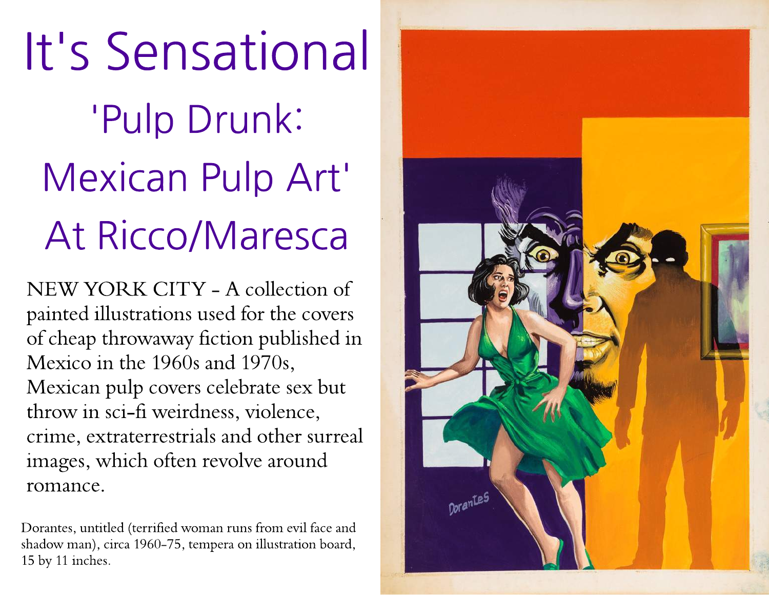# It's Sensational

## 'Pulp Drunk: Mexican Pulp Art' At Ricco/Maresca

NEW YORK CITY - A collection of painted illustrations used for the covers of cheap throwaway fiction published in Mexico in the 1960s and 1970s, Mexican pulp covers celebrate sex but throw in sci-fi weirdness, violence, crime, extraterrestrials and other surreal images, which often revolve around romance.

Dorantes, untitled (terrified woman runs from evil face and shadow man), circa 1960-75, tempera on illustration board, 15 by 11 inches.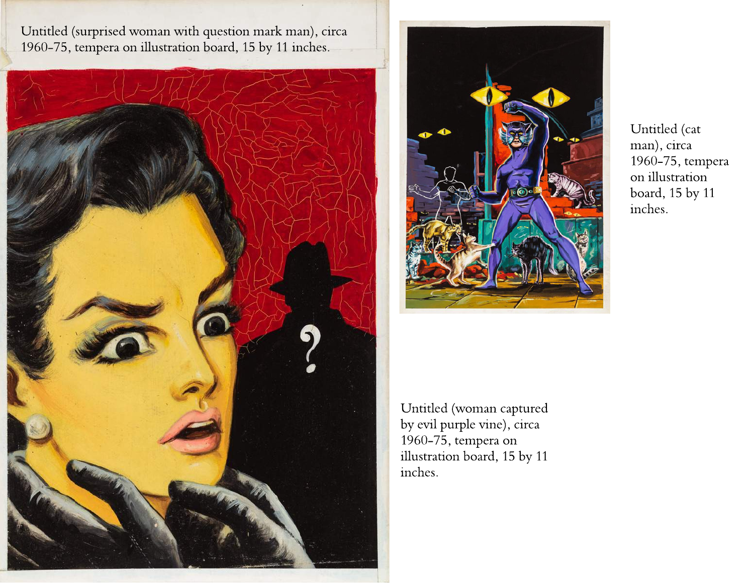Untitled (surprised woman with question mark man), circa 1960-75, tempera on illustration board, 15 by 11 inches.

Untitled (cat man), circa 1960-75, tempera on illustration board, 15 by 11 inches.

Untitled (woman captured by evil purple vine), circa 1960-75, tempera on illustration board, 15 by 11 inches.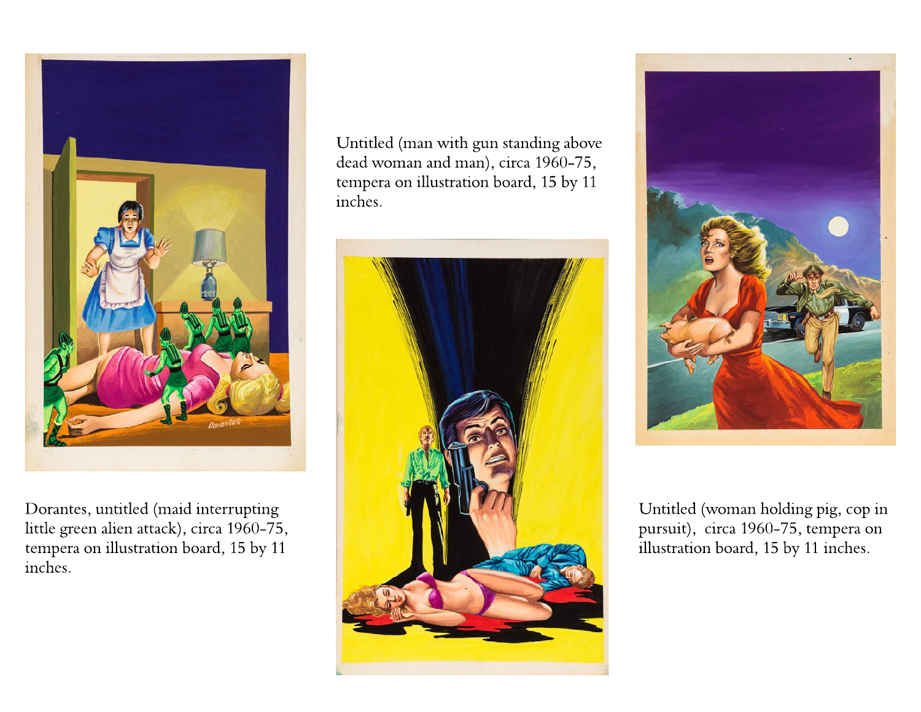Dorantes, untitled (maid interrupting little green alien attack), circa 1960-75, tempera on illustration board, 15 by 11 inches.

Untitled (man with gun standing above dead woman and man), circa 1960-75, tempera on illustration board, 15 by 11 inches.

Untitled (woman holding pig, cop in pursuit), circa 1960-75, tempera on illustration board, 15 by 11 inches.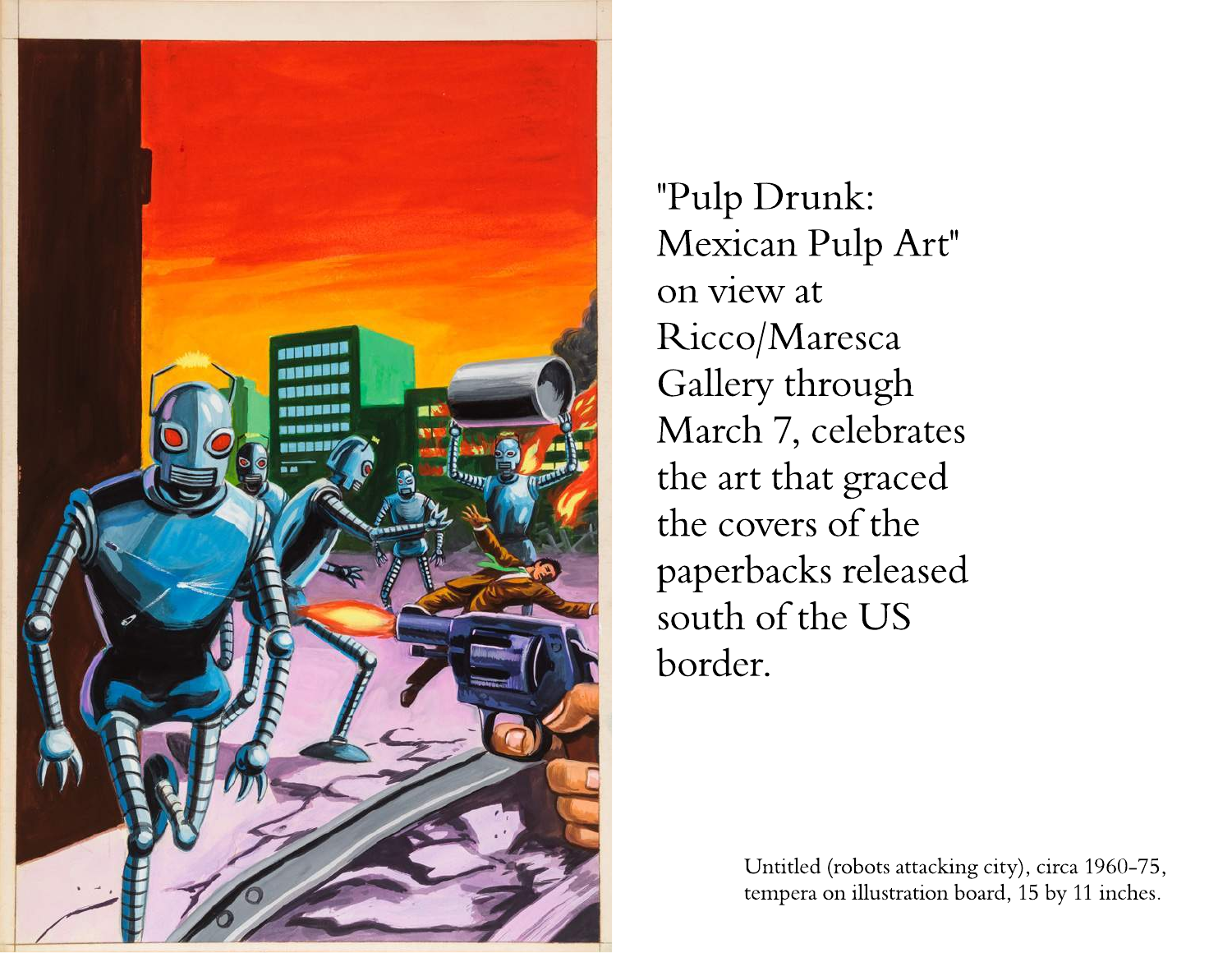"Pulp Drunk: Mexican Pulp Art" on view at Ricco/Maresca Gallery through March 7, celebrates the art that graced the covers of the paperbacks released south of the US border.

Untitled (robots attacking city), circa 1960-75, tempera on illustration board, 15 by 11 inches.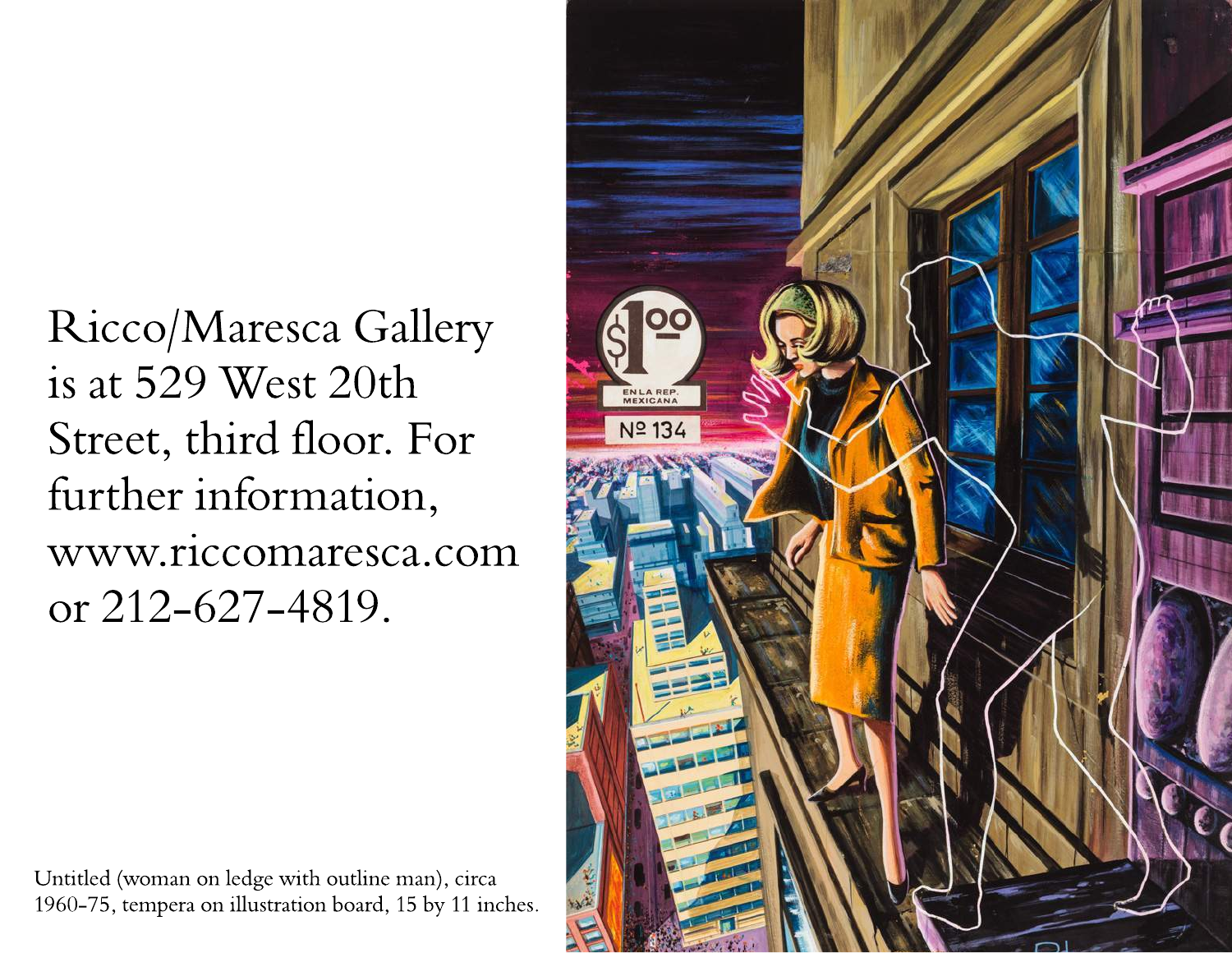Ricco/Maresca Gallery is at 529 West 20th Street, third floor. For further information, www.riccomaresca.com or 212-627-4819.

Untitled (woman on ledge with outline man), circa 1960-75, tempera on illustration board, 15 by 11 inches.